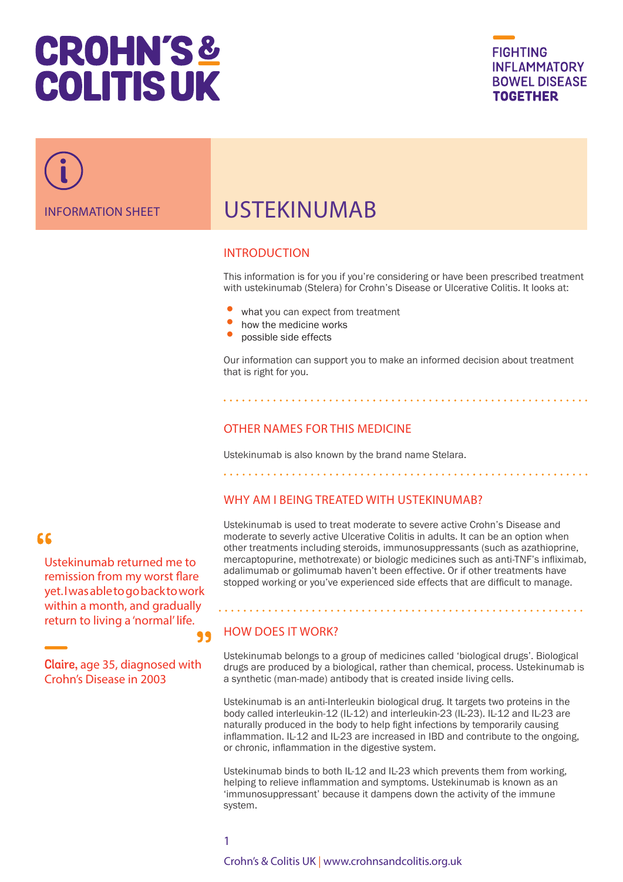# CROHN'S & COLITIS UK

FIGHTING INFLAMMATORY BOWEL DISEASE **TOGETHER**

INFORMATION SHEET

# USTEKINUMAB

## INTRODUCTION

This information is for you if you're considering or have been prescribed treatment with ustekinumab (Stelera) for Crohn's Disease or Ulcerative Colitis. It looks at:

- what you can expect from treatment
- how the medicine works
- possible side effects

Our information can support you to make an informed decision about treatment that is right for you.

## OTHER NAMES FOR THIS MEDICINE

Ustekinumab is also known by the brand name Stelara.

## WHY AM I BEING TREATED WITH USTEKINUMAB?

Ustekinumab is used to treat moderate to severe active Crohn's Disease and moderate to severely active Ulcerative Colitis in adults. It can be an option when other treatments including steroids, immunosuppressants (such as azathioprine, mercaptopurine, methotrexate) or biologic medicines such as anti-TNF's infliximab, adalimumab or golimumab haven't been effective. Or if other treatments have stopped working or you've experienced side effects that are difficult to manage.

> "Ustekinumab returned me to remission from my worst flare yet. I was able to go back to work within a month, and gradually return to living a 'normal' life."
>
> **Claire,** age 35, diagnosed with Crohn's Disease in 2003

## HOW DOES IT WORK?

Ustekinumab belongs to a group of medicines called 'biological drugs'. Biological drugs are produced by a biological, rather than chemical, process. Ustekinumab is a synthetic (man-made) antibody that is created inside living cells.

Ustekinumab is an anti-Interleukin biological drug. It targets two proteins in the body called interleukin-12 (IL-12) and interleukin-23 (IL-23). IL-12 and IL-23 are naturally produced in the body to help fight infections by temporarily causing inflammation. IL-12 and IL-23 are increased in IBD and contribute to the ongoing, or chronic, inflammation in the digestive system.

Ustekinumab binds to both IL-12 and IL-23 which prevents them from working, helping to relieve inflammation and symptoms. Ustekinumab is known as an 'immunosuppressant' because it dampens down the activity of the immune system.

Crohn's & Colitis UK | www.crohnsandcolitis.org.uk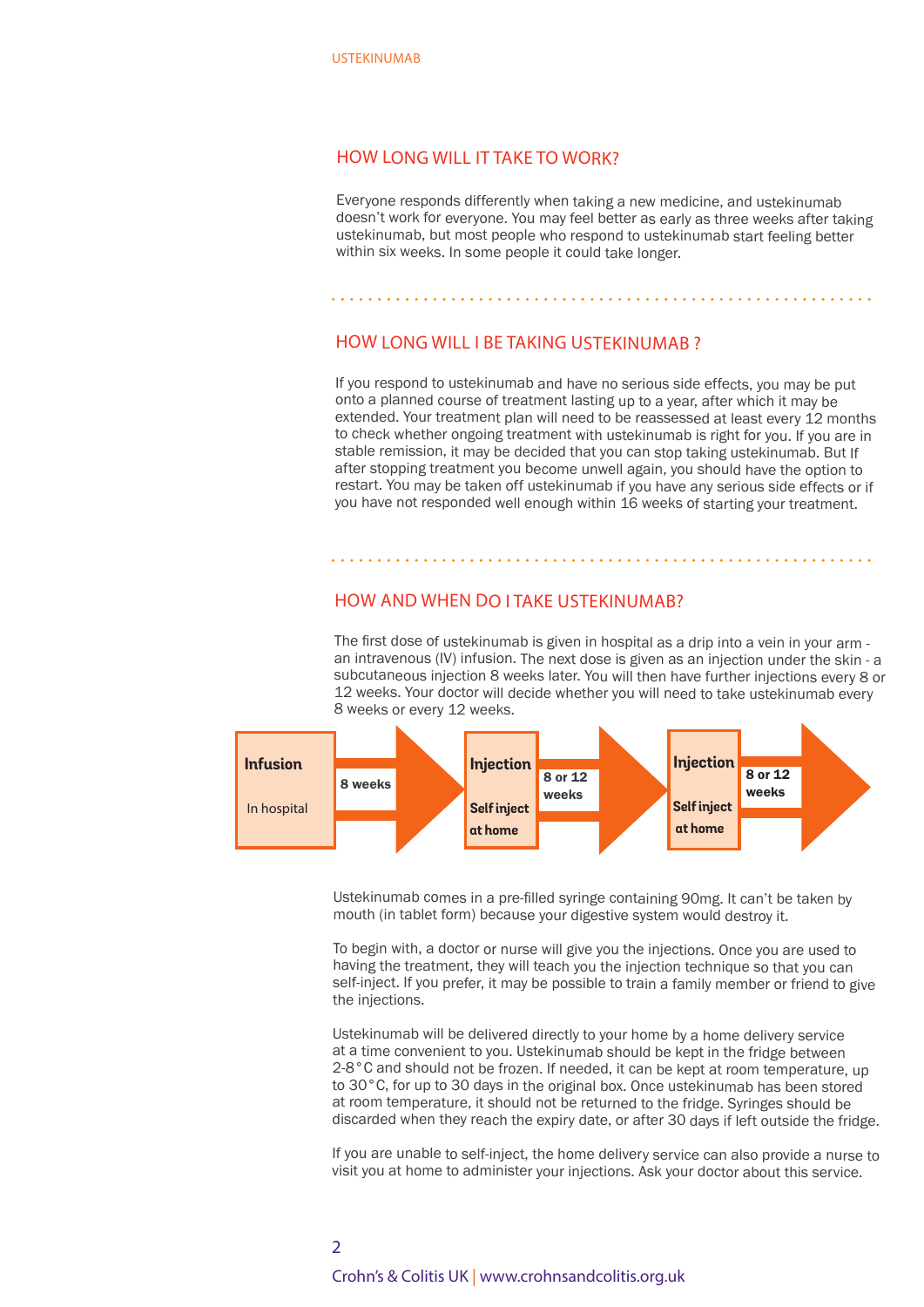## HOW LONG WILL IT TAKE TO WORK?

Everyone responds differently when taking a new medicine, and ustekinumab doesn't work for everyone. You may feel better as early as three weeks after taking ustekinumab, but most people who respond to ustekinumab start feeling better within six weeks. In some people it could take longer.

## HOW LONG WILL I BE TAKING USTEKINUMAB ?

If you respond to ustekinumab and have no serious side effects, you may be put onto a planned course of treatment lasting up to a year, after which it may be extended. Your treatment plan will need to be reassessed at least every 12 months to check whether ongoing treatment with ustekinumab is right for you. If you are in stable remission, it may be decided that you can stop taking ustekinumab. But If after stopping treatment you become unwell again, you should have the option to restart. You may be taken off ustekinumab if you have any serious side effects or if you have not responded well enough within 16 weeks of starting your treatment.

## HOW AND WHEN DO I TAKE USTEKINUMAB?

The first dose of ustekinumab is given in hospital as a drip into a vein in your arm - an intravenous (IV) infusion. The next dose is given as an injection under the skin - a subcutaneous injection 8 weeks later. You will then have further injections every 8 or 12 weeks. Your doctor will decide whether you will need to take ustekinumab every 8 weeks or every 12 weeks.

**Infusion** (In hospital) → 8 weeks → **Injection** (Self inject at home) → 8 or 12 weeks → **Injection** (Self inject at home) → 8 or 12 weeks →

Ustekinumab comes in a pre-filled syringe containing 90mg. It can't be taken by mouth (in tablet form) because your digestive system would destroy it.

To begin with, a doctor or nurse will give you the injections. Once you are used to having the treatment, they will teach you the injection technique so that you can self-inject. If you prefer, it may be possible to train a family member or friend to give the injections.

Ustekinumab will be delivered directly to your home by a home delivery service at a time convenient to you. Ustekinumab should be kept in the fridge between 2-8°C and should not be frozen. If needed, it can be kept at room temperature, up to 30°C, for up to 30 days in the original box. Once ustekinumab has been stored at room temperature, it should not be returned to the fridge. Syringes should be discarded when they reach the expiry date, or after 30 days if left outside the fridge.

If you are unable to self-inject, the home delivery service can also provide a nurse to visit you at home to administer your injections. Ask your doctor about this service.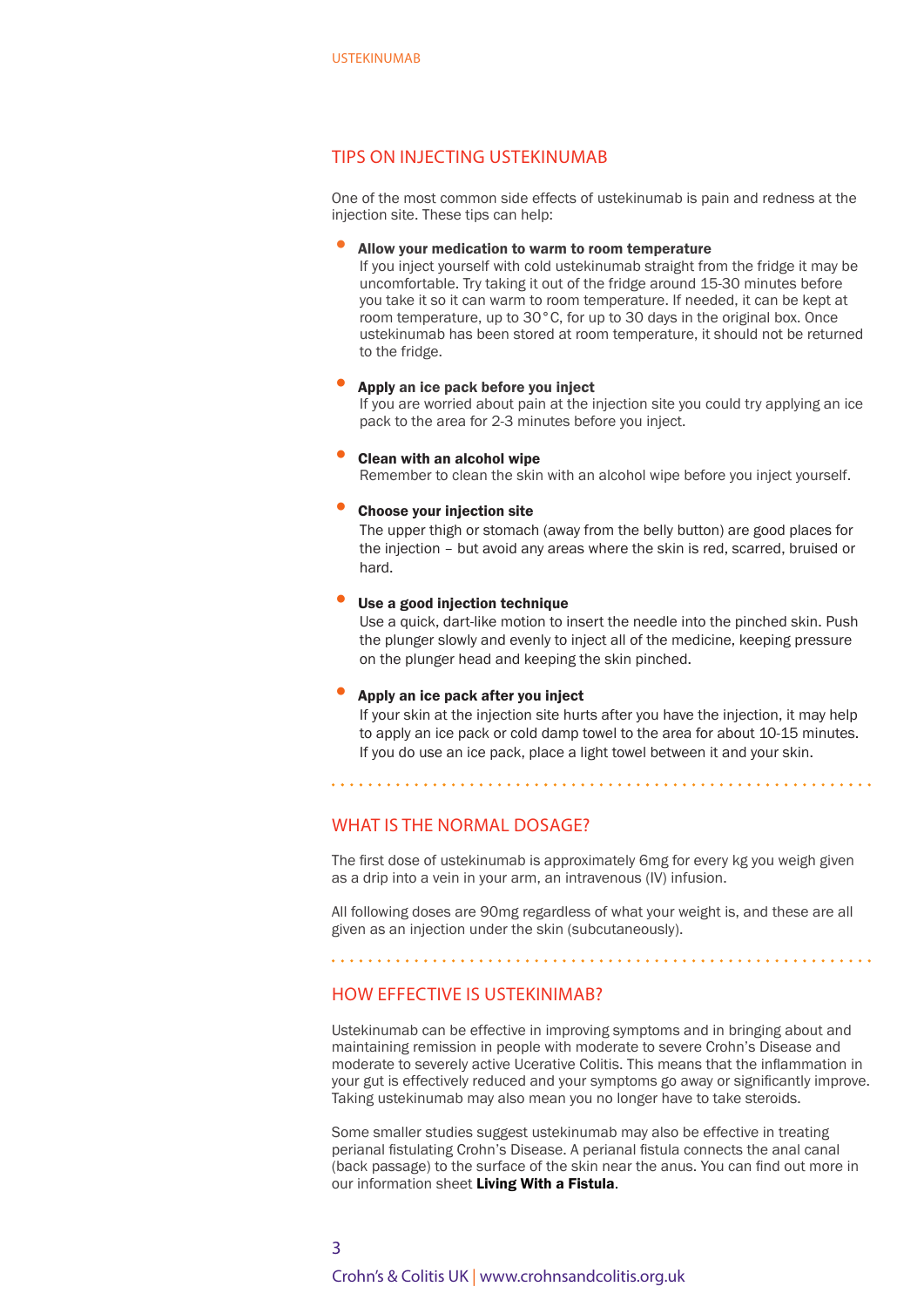## TIPS ON INJECTING USTEKINUMAB

One of the most common side effects of ustekinumab is pain and redness at the injection site. These tips can help:

- **Allow your medication to warm to room temperature**
  If you inject yourself with cold ustekinumab straight from the fridge it may be uncomfortable. Try taking it out of the fridge around 15-30 minutes before you take it so it can warm to room temperature. If needed, it can be kept at room temperature, up to 30°C, for up to 30 days in the original box. Once ustekinumab has been stored at room temperature, it should not be returned to the fridge.

- **Apply an ice pack before you inject**
  If you are worried about pain at the injection site you could try applying an ice pack to the area for 2-3 minutes before you inject.

- **Clean with an alcohol wipe**
  Remember to clean the skin with an alcohol wipe before you inject yourself.

- **Choose your injection site**
  The upper thigh or stomach (away from the belly button) are good places for the injection – but avoid any areas where the skin is red, scarred, bruised or hard.

- **Use a good injection technique**
  Use a quick, dart-like motion to insert the needle into the pinched skin. Push the plunger slowly and evenly to inject all of the medicine, keeping pressure on the plunger head and keeping the skin pinched.

- **Apply an ice pack after you inject**
  If your skin at the injection site hurts after you have the injection, it may help to apply an ice pack or cold damp towel to the area for about 10-15 minutes. If you do use an ice pack, place a light towel between it and your skin.

## WHAT IS THE NORMAL DOSAGE?

The first dose of ustekinumab is approximately 6mg for every kg you weigh given as a drip into a vein in your arm, an intravenous (IV) infusion.

All following doses are 90mg regardless of what your weight is, and these are all given as an injection under the skin (subcutaneously).

## HOW EFFECTIVE IS USTEKINIMAB?

Ustekinumab can be effective in improving symptoms and in bringing about and maintaining remission in people with moderate to severe Crohn's Disease and moderate to severely active Ucerative Colitis. This means that the inflammation in your gut is effectively reduced and your symptoms go away or significantly improve. Taking ustekinumab may also mean you no longer have to take steroids.

Some smaller studies suggest ustekinumab may also be effective in treating perianal fistulating Crohn's Disease. A perianal fistula connects the anal canal (back passage) to the surface of the skin near the anus. You can find out more in our information sheet **Living With a Fistula**.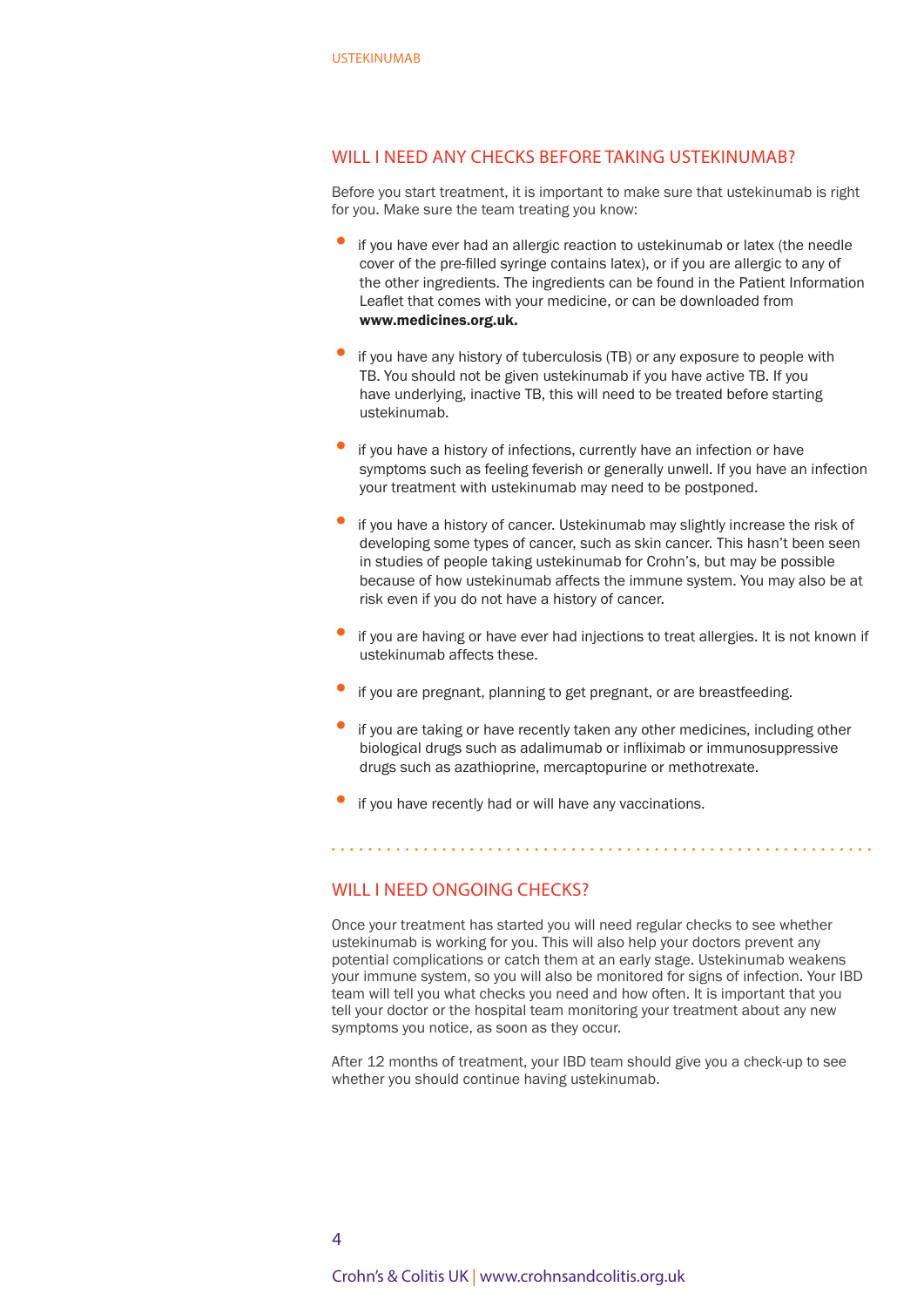## WILL I NEED ANY CHECKS BEFORE TAKING USTEKINUMAB?

Before you start treatment, it is important to make sure that ustekinumab is right for you. Make sure the team treating you know:

- if you have ever had an allergic reaction to ustekinumab or latex (the needle cover of the pre-filled syringe contains latex), or if you are allergic to any of the other ingredients. The ingredients can be found in the Patient Information Leaflet that comes with your medicine, or can be downloaded from **www.medicines.org.uk.**
- if you have any history of tuberculosis (TB) or any exposure to people with TB. You should not be given ustekinumab if you have active TB. If you have underlying, inactive TB, this will need to be treated before starting ustekinumab.
- if you have a history of infections, currently have an infection or have symptoms such as feeling feverish or generally unwell. If you have an infection your treatment with ustekinumab may need to be postponed.
- if you have a history of cancer. Ustekinumab may slightly increase the risk of developing some types of cancer, such as skin cancer. This hasn't been seen in studies of people taking ustekinumab for Crohn's, but may be possible because of how ustekinumab affects the immune system. You may also be at risk even if you do not have a history of cancer.
- if you are having or have ever had injections to treat allergies. It is not known if ustekinumab affects these.
- if you are pregnant, planning to get pregnant, or are breastfeeding.
- if you are taking or have recently taken any other medicines, including other biological drugs such as adalimumab or infliximab or immunosuppressive drugs such as azathioprine, mercaptopurine or methotrexate.
- if you have recently had or will have any vaccinations.

## WILL I NEED ONGOING CHECKS?

Once your treatment has started you will need regular checks to see whether ustekinumab is working for you. This will also help your doctors prevent any potential complications or catch them at an early stage. Ustekinumab weakens your immune system, so you will also be monitored for signs of infection. Your IBD team will tell you what checks you need and how often. It is important that you tell your doctor or the hospital team monitoring your treatment about any new symptoms you notice, as soon as they occur.

After 12 months of treatment, your IBD team should give you a check-up to see whether you should continue having ustekinumab.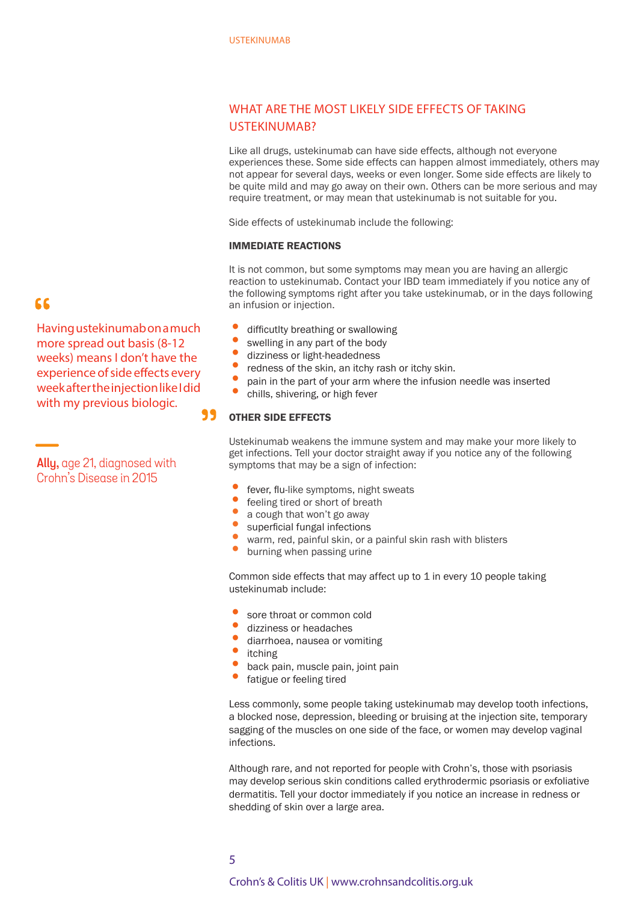## WHAT ARE THE MOST LIKELY SIDE EFFECTS OF TAKING USTEKINUMAB?

Like all drugs, ustekinumab can have side effects, although not everyone experiences these. Some side effects can happen almost immediately, others may not appear for several days, weeks or even longer. Some side effects are likely to be quite mild and may go away on their own. Others can be more serious and may require treatment, or may mean that ustekinumab is not suitable for you.

Side effects of ustekinumab include the following:

### IMMEDIATE REACTIONS

It is not common, but some symptoms may mean you are having an allergic reaction to ustekinumab. Contact your IBD team immediately if you notice any of the following symptoms right after you take ustekinumab, or in the days following an infusion or injection.

- difficutlty breathing or swallowing
- swelling in any part of the body
- dizziness or light-headedness
- redness of the skin, an itchy rash or itchy skin.
- pain in the part of your arm where the infusion needle was inserted
- chills, shivering, or high fever

> "Having ustekinumab on a much more spread out basis (8-12 weeks) means I don't have the experience of side effects every week after the injection like I did with my previous biologic."
>
> **Ally,** age 21, diagnosed with Crohn's Disease in 2015

### OTHER SIDE EFFECTS

Ustekinumab weakens the immune system and may make your more likely to get infections. Tell your doctor straight away if you notice any of the following symptoms that may be a sign of infection:

- fever, flu-like symptoms, night sweats
- feeling tired or short of breath
- a cough that won't go away
- superficial fungal infections
- warm, red, painful skin, or a painful skin rash with blisters
- burning when passing urine

Common side effects that may affect up to 1 in every 10 people taking ustekinumab include:

- sore throat or common cold
- dizziness or headaches
- diarrhoea, nausea or vomiting
- itching
- back pain, muscle pain, joint pain
- fatigue or feeling tired

Less commonly, some people taking ustekinumab may develop tooth infections, a blocked nose, depression, bleeding or bruising at the injection site, temporary sagging of the muscles on one side of the face, or women may develop vaginal infections.

Although rare, and not reported for people with Crohn's, those with psoriasis may develop serious skin conditions called erythrodermic psoriasis or exfoliative dermatitis. Tell your doctor immediately if you notice an increase in redness or shedding of skin over a large area.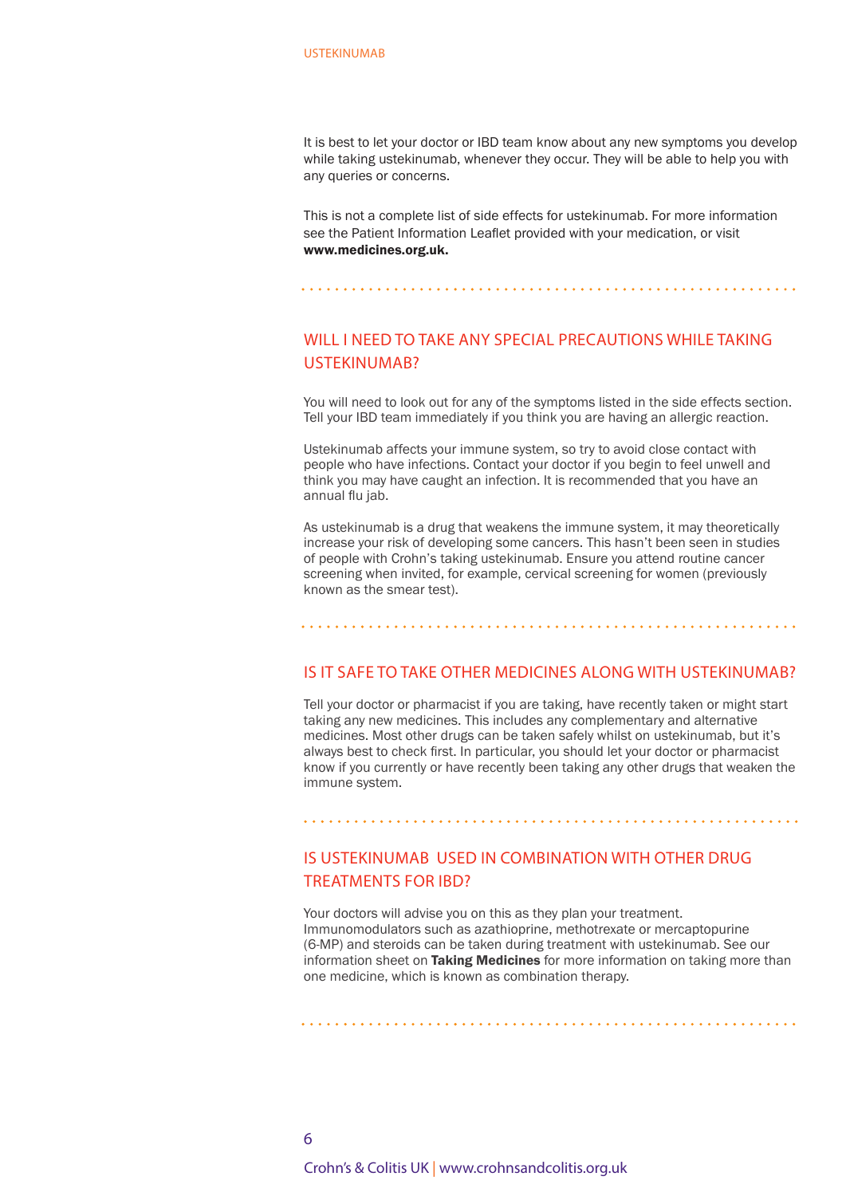It is best to let your doctor or IBD team know about any new symptoms you develop while taking ustekinumab, whenever they occur. They will be able to help you with any queries or concerns.

This is not a complete list of side effects for ustekinumab. For more information see the Patient Information Leaflet provided with your medication, or visit **www.medicines.org.uk.**

## WILL I NEED TO TAKE ANY SPECIAL PRECAUTIONS WHILE TAKING USTEKINUMAB?

You will need to look out for any of the symptoms listed in the side effects section. Tell your IBD team immediately if you think you are having an allergic reaction.

Ustekinumab affects your immune system, so try to avoid close contact with people who have infections. Contact your doctor if you begin to feel unwell and think you may have caught an infection. It is recommended that you have an annual flu jab.

As ustekinumab is a drug that weakens the immune system, it may theoretically increase your risk of developing some cancers. This hasn't been seen in studies of people with Crohn's taking ustekinumab. Ensure you attend routine cancer screening when invited, for example, cervical screening for women (previously known as the smear test).

## IS IT SAFE TO TAKE OTHER MEDICINES ALONG WITH USTEKINUMAB?

Tell your doctor or pharmacist if you are taking, have recently taken or might start taking any new medicines. This includes any complementary and alternative medicines. Most other drugs can be taken safely whilst on ustekinumab, but it's always best to check first. In particular, you should let your doctor or pharmacist know if you currently or have recently been taking any other drugs that weaken the immune system.

## IS USTEKINUMAB USED IN COMBINATION WITH OTHER DRUG TREATMENTS FOR IBD?

Your doctors will advise you on this as they plan your treatment. Immunomodulators such as azathioprine, methotrexate or mercaptopurine (6-MP) and steroids can be taken during treatment with ustekinumab. See our information sheet on **Taking Medicines** for more information on taking more than one medicine, which is known as combination therapy.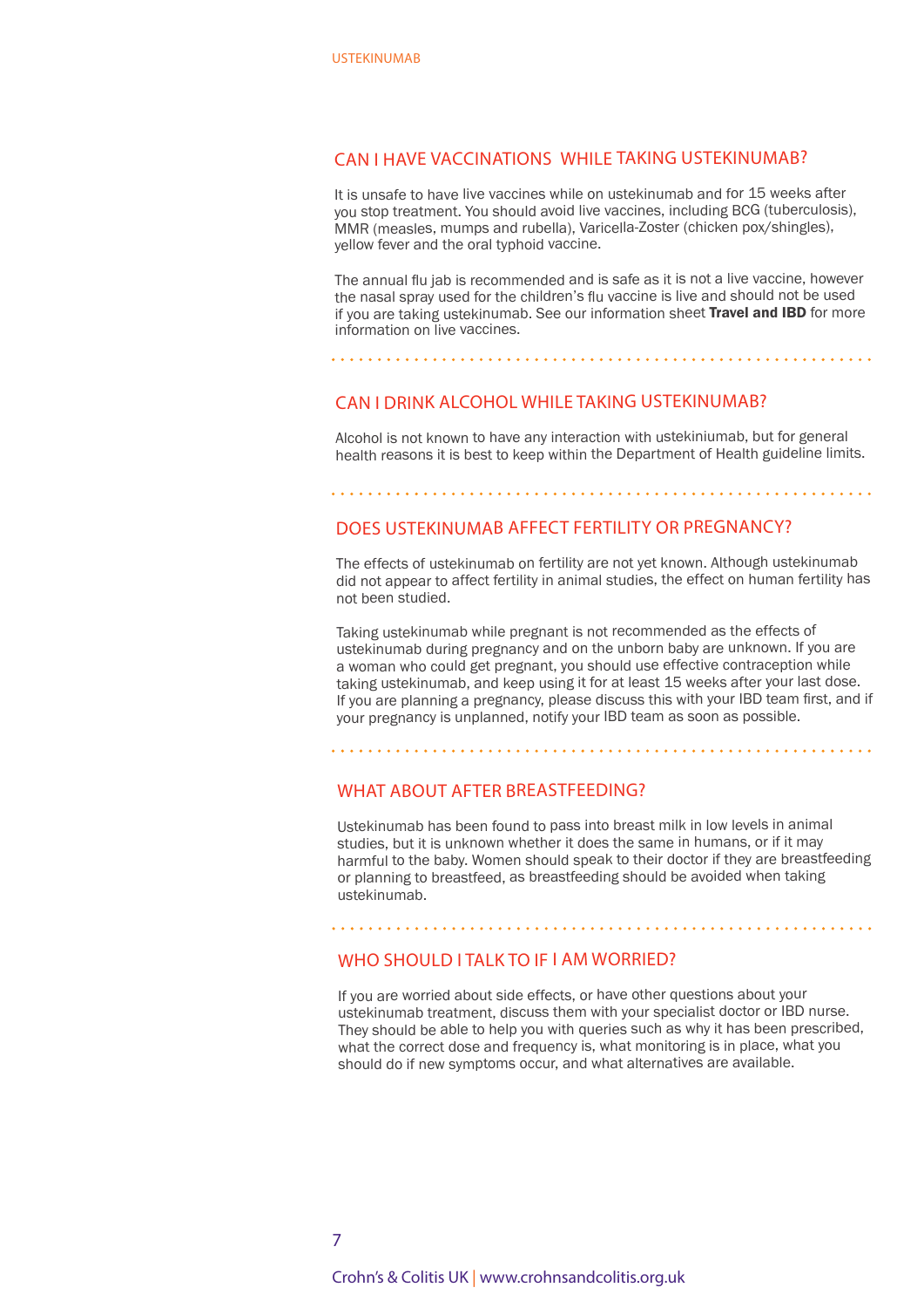## CAN I HAVE VACCINATIONS WHILE TAKING USTEKINUMAB?

It is unsafe to have live vaccines while on ustekinumab and for 15 weeks after you stop treatment. You should avoid live vaccines, including BCG (tuberculosis), MMR (measles, mumps and rubella), Varicella-Zoster (chicken pox/shingles), yellow fever and the oral typhoid vaccine.

The annual flu jab is recommended and is safe as it is not a live vaccine, however the nasal spray used for the children's flu vaccine is live and should not be used if you are taking ustekinumab. See our information sheet **Travel and IBD** for more information on live vaccines.

## CAN I DRINK ALCOHOL WHILE TAKING USTEKINUMAB?

Alcohol is not known to have any interaction with ustekiniumab, but for general health reasons it is best to keep within the Department of Health guideline limits.

## DOES USTEKINUMAB AFFECT FERTILITY OR PREGNANCY?

The effects of ustekinumab on fertility are not yet known. Although ustekinumab did not appear to affect fertility in animal studies, the effect on human fertility has not been studied.

Taking ustekinumab while pregnant is not recommended as the effects of ustekinumab during pregnancy and on the unborn baby are unknown. If you are a woman who could get pregnant, you should use effective contraception while taking ustekinumab, and keep using it for at least 15 weeks after your last dose. If you are planning a pregnancy, please discuss this with your IBD team first, and if your pregnancy is unplanned, notify your IBD team as soon as possible.

## WHAT ABOUT AFTER BREASTFEEDING?

Ustekinumab has been found to pass into breast milk in low levels in animal studies, but it is unknown whether it does the same in humans, or if it may harmful to the baby. Women should speak to their doctor if they are breastfeeding or planning to breastfeed, as breastfeeding should be avoided when taking ustekinumab.

## WHO SHOULD I TALK TO IF I AM WORRIED?

If you are worried about side effects, or have other questions about your ustekinumab treatment, discuss them with your specialist doctor or IBD nurse. They should be able to help you with queries such as why it has been prescribed, what the correct dose and frequency is, what monitoring is in place, what you should do if new symptoms occur, and what alternatives are available.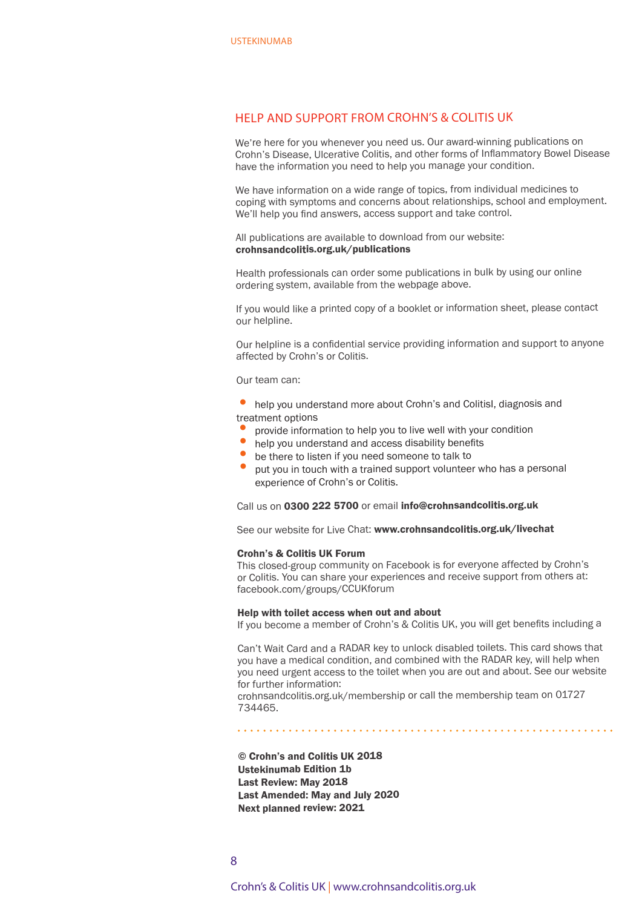## HELP AND SUPPORT FROM CROHN'S & COLITIS UK

We're here for you whenever you need us. Our award-winning publications on Crohn's Disease, Ulcerative Colitis, and other forms of Inflammatory Bowel Disease have the information you need to help you manage your condition.

We have information on a wide range of topics, from individual medicines to coping with symptoms and concerns about relationships, school and employment. We'll help you find answers, access support and take control.

All publications are available to download from our website:
**crohnsandcolitis.org.uk/publications**

Health professionals can order some publications in bulk by using our online ordering system, available from the webpage above.

If you would like a printed copy of a booklet or information sheet, please contact our helpline.

Our helpline is a confidential service providing information and support to anyone affected by Crohn's or Colitis.

Our team can:

- help you understand more about Crohn's and Colitisl, diagnosis and treatment options
- provide information to help you to live well with your condition
- help you understand and access disability benefits
- be there to listen if you need someone to talk to
- put you in touch with a trained support volunteer who has a personal experience of Crohn's or Colitis.

Call us on **0300 222 5700** or email **info@crohnsandcolitis.org.uk**

See our website for Live Chat: **www.crohnsandcolitis.org.uk/livechat**

**Crohn's & Colitis UK Forum**
This closed-group community on Facebook is for everyone affected by Crohn's or Colitis. You can share your experiences and receive support from others at: facebook.com/groups/CCUKforum

**Help with toilet access when out and about**
If you become a member of Crohn's & Colitis UK, you will get benefits including a

Can't Wait Card and a RADAR key to unlock disabled toilets. This card shows that you have a medical condition, and combined with the RADAR key, will help when you need urgent access to the toilet when you are out and about. See our website for further information:
crohnsandcolitis.org.uk/membership or call the membership team on 01727 734465.

---

**© Crohn's and Colitis UK 2018**
**Ustekinumab Edition 1b**
**Last Review: May 2018**
**Last Amended: May and July 2020**
**Next planned review: 2021**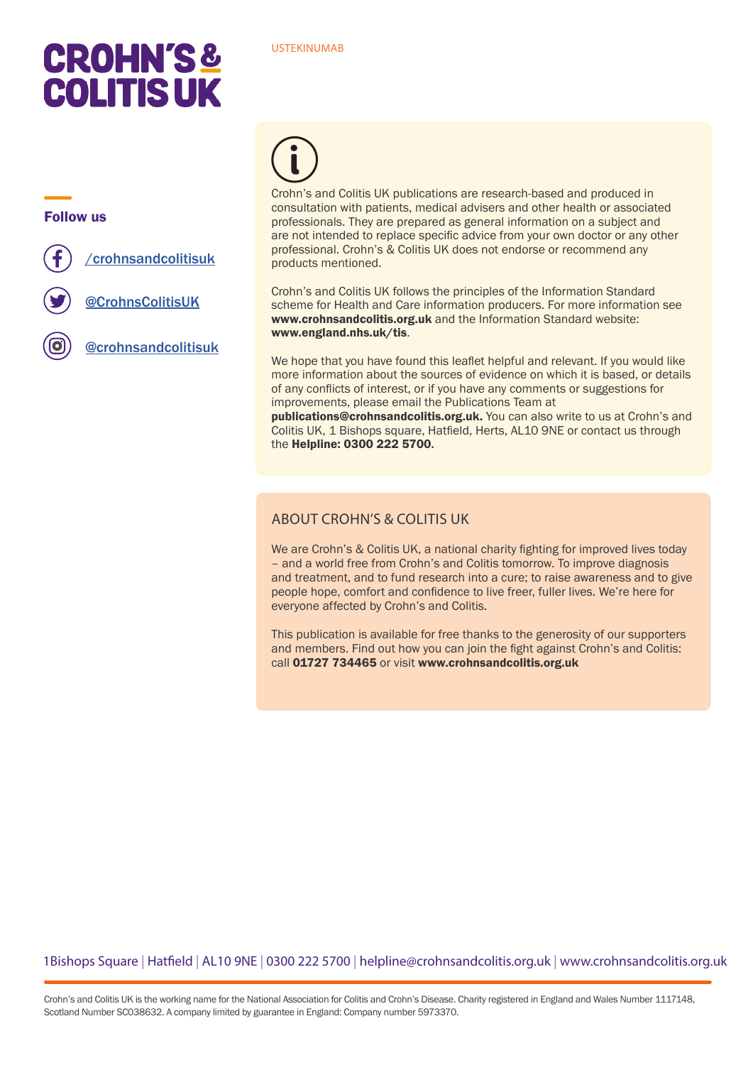CROHN'S & COLITIS UK

USTEKINUMAB

## Follow us

/crohnsandcolitisuk

@CrohnsColitisUK

@crohnsandcolitisuk

Crohn's and Colitis UK publications are research-based and produced in consultation with patients, medical advisers and other health or associated professionals. They are prepared as general information on a subject and are not intended to replace specific advice from your own doctor or any other professional. Crohn's & Colitis UK does not endorse or recommend any products mentioned.

Crohn's and Colitis UK follows the principles of the Information Standard scheme for Health and Care information producers. For more information see **www.crohnsandcolitis.org.uk** and the Information Standard website: **www.england.nhs.uk/tis**.

We hope that you have found this leaflet helpful and relevant. If you would like more information about the sources of evidence on which it is based, or details of any conflicts of interest, or if you have any comments or suggestions for improvements, please email the Publications Team at **publications@crohnsandcolitis.org.uk.** You can also write to us at Crohn's and Colitis UK, 1 Bishops square, Hatfield, Herts, AL10 9NE or contact us through the **Helpline: 0300 222 5700**.

## ABOUT CROHN'S & COLITIS UK

We are Crohn's & Colitis UK, a national charity fighting for improved lives today – and a world free from Crohn's and Colitis tomorrow. To improve diagnosis and treatment, and to fund research into a cure; to raise awareness and to give people hope, comfort and confidence to live freer, fuller lives. We're here for everyone affected by Crohn's and Colitis.

This publication is available for free thanks to the generosity of our supporters and members. Find out how you can join the fight against Crohn's and Colitis: call **01727 734465** or visit **www.crohnsandcolitis.org.uk**

1Bishops Square | Hatfield | AL10 9NE | 0300 222 5700 | helpline@crohnsandcolitis.org.uk | www.crohnsandcolitis.org.uk

Crohn's and Colitis UK is the working name for the National Association for Colitis and Crohn's Disease. Charity registered in England and Wales Number 1117148, Scotland Number SC038632. A company limited by guarantee in England: Company number 5973370.